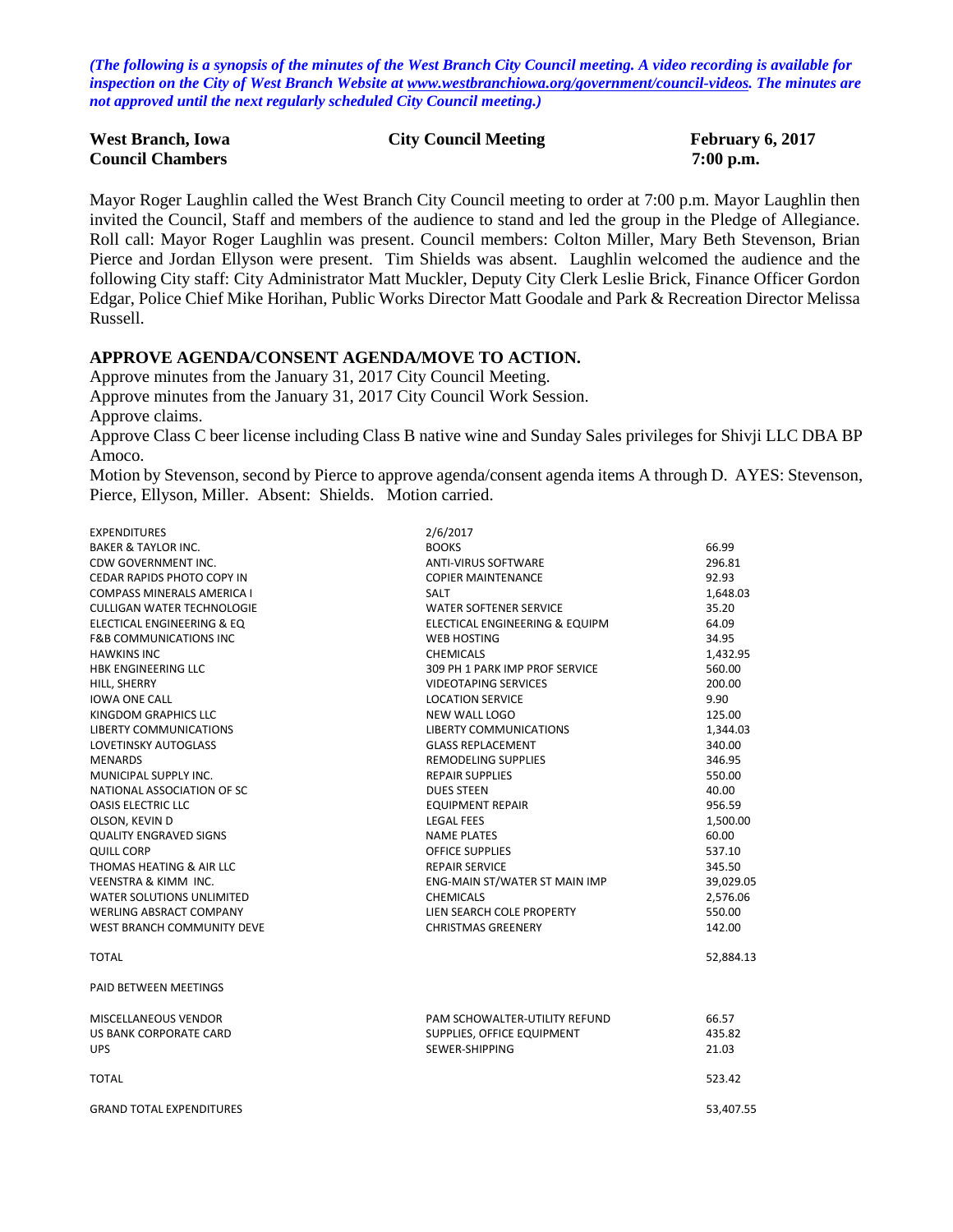*(The following is a synopsis of the minutes of the West Branch City Council meeting. A video recording is available for inspection on the City of West Branch Website at www.westbranchiowa.org/government/council-videos. The minutes are not approved until the next regularly scheduled City Council meeting.)*

| **West Branch, Iowa** | **City Council Meeting** | **February 6, 2017** |
|---|---|---|
| **Council Chambers** | | **7:00 p.m.** |

Mayor Roger Laughlin called the West Branch City Council meeting to order at 7:00 p.m. Mayor Laughlin then invited the Council, Staff and members of the audience to stand and led the group in the Pledge of Allegiance. Roll call: Mayor Roger Laughlin was present. Council members: Colton Miller, Mary Beth Stevenson, Brian Pierce and Jordan Ellyson were present. Tim Shields was absent. Laughlin welcomed the audience and the following City staff: City Administrator Matt Muckler, Deputy City Clerk Leslie Brick, Finance Officer Gordon Edgar, Police Chief Mike Horihan, Public Works Director Matt Goodale and Park & Recreation Director Melissa Russell.

## APPROVE AGENDA/CONSENT AGENDA/MOVE TO ACTION.

Approve minutes from the January 31, 2017 City Council Meeting.
Approve minutes from the January 31, 2017 City Council Work Session.
Approve claims.
Approve Class C beer license including Class B native wine and Sunday Sales privileges for Shivji LLC DBA BP Amoco.
Motion by Stevenson, second by Pierce to approve agenda/consent agenda items A through D. AYES: Stevenson, Pierce, Ellyson, Miller. Absent: Shields. Motion carried.

| EXPENDITURES | 2/6/2017 | |
|---|---|---|
| BAKER & TAYLOR INC. | BOOKS | 66.99 |
| CDW GOVERNMENT INC. | ANTI-VIRUS SOFTWARE | 296.81 |
| CEDAR RAPIDS PHOTO COPY IN | COPIER MAINTENANCE | 92.93 |
| COMPASS MINERALS AMERICA I | SALT | 1,648.03 |
| CULLIGAN WATER TECHNOLOGIE | WATER SOFTENER SERVICE | 35.20 |
| ELECTICAL ENGINEERING & EQ | ELECTICAL ENGINEERING & EQUIPM | 64.09 |
| F&B COMMUNICATIONS INC | WEB HOSTING | 34.95 |
| HAWKINS INC | CHEMICALS | 1,432.95 |
| HBK ENGINEERING LLC | 309 PH 1 PARK IMP PROF SERVICE | 560.00 |
| HILL, SHERRY | VIDEOTAPING SERVICES | 200.00 |
| IOWA ONE CALL | LOCATION SERVICE | 9.90 |
| KINGDOM GRAPHICS LLC | NEW WALL LOGO | 125.00 |
| LIBERTY COMMUNICATIONS | LIBERTY COMMUNICATIONS | 1,344.03 |
| LOVETINSKY AUTOGLASS | GLASS REPLACEMENT | 340.00 |
| MENARDS | REMODELING SUPPLIES | 346.95 |
| MUNICIPAL SUPPLY INC. | REPAIR SUPPLIES | 550.00 |
| NATIONAL ASSOCIATION OF SC | DUES STEEN | 40.00 |
| OASIS ELECTRIC LLC | EQUIPMENT REPAIR | 956.59 |
| OLSON, KEVIN D | LEGAL FEES | 1,500.00 |
| QUALITY ENGRAVED SIGNS | NAME PLATES | 60.00 |
| QUILL CORP | OFFICE SUPPLIES | 537.10 |
| THOMAS HEATING & AIR LLC | REPAIR SERVICE | 345.50 |
| VEENSTRA & KIMM INC. | ENG-MAIN ST/WATER ST MAIN IMP | 39,029.05 |
| WATER SOLUTIONS UNLIMITED | CHEMICALS | 2,576.06 |
| WERLING ABSRACT COMPANY | LIEN SEARCH COLE PROPERTY | 550.00 |
| WEST BRANCH COMMUNITY DEVE | CHRISTMAS GREENERY | 142.00 |
| TOTAL | | 52,884.13 |
| PAID BETWEEN MEETINGS | | |
| MISCELLANEOUS VENDOR | PAM SCHOWALTER-UTILITY REFUND | 66.57 |
| US BANK CORPORATE CARD | SUPPLIES, OFFICE EQUIPMENT | 435.82 |
| UPS | SEWER-SHIPPING | 21.03 |
| TOTAL | | 523.42 |
| GRAND TOTAL EXPENDITURES | | 53,407.55 |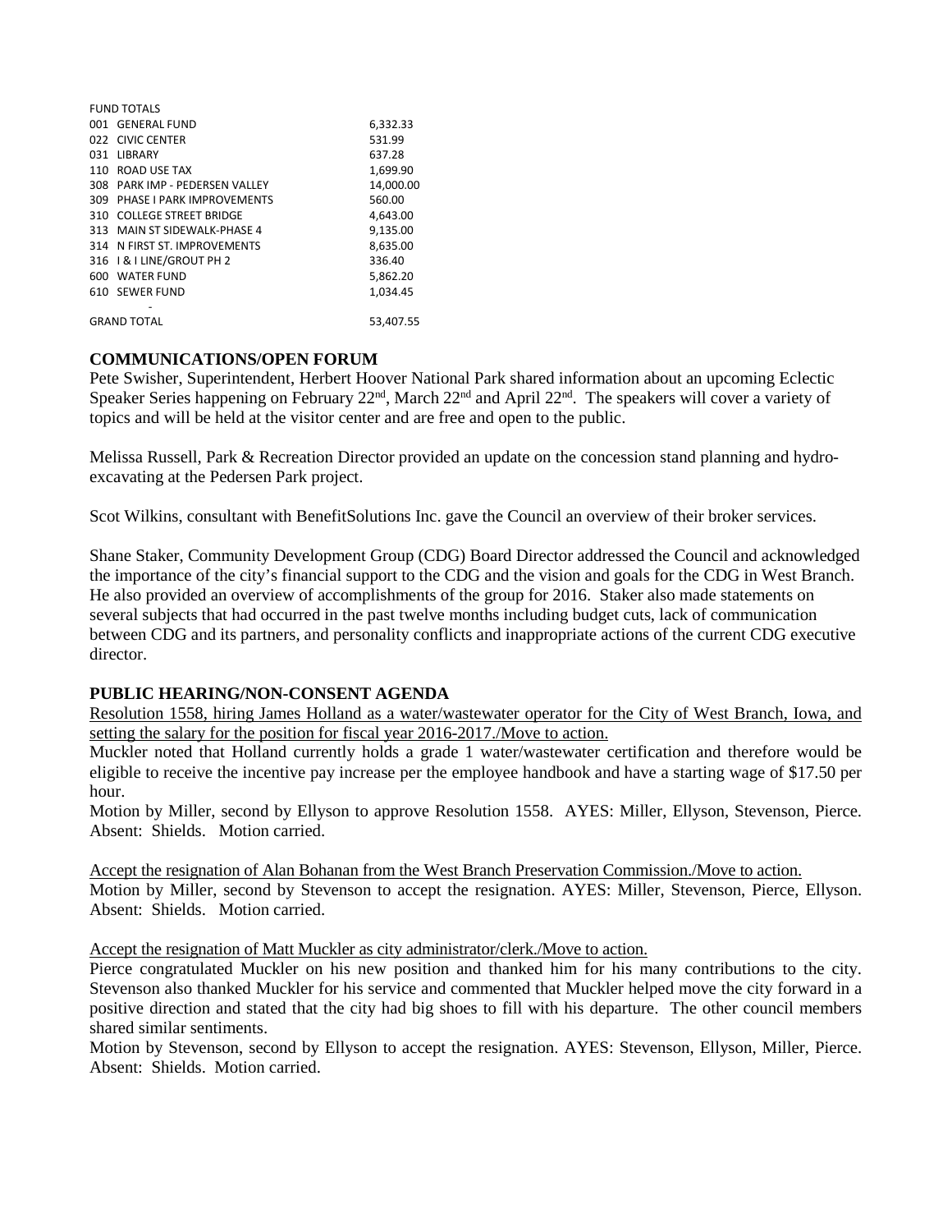| FUND TOTALS | |
|---|---|
| 001 GENERAL FUND | 6,332.33 |
| 022 CIVIC CENTER | 531.99 |
| 031 LIBRARY | 637.28 |
| 110 ROAD USE TAX | 1,699.90 |
| 308 PARK IMP - PEDERSEN VALLEY | 14,000.00 |
| 309 PHASE I PARK IMPROVEMENTS | 560.00 |
| 310 COLLEGE STREET BRIDGE | 4,643.00 |
| 313 MAIN ST SIDEWALK-PHASE 4 | 9,135.00 |
| 314 N FIRST ST. IMPROVEMENTS | 8,635.00 |
| 316 I & I LINE/GROUT PH 2 | 336.40 |
| 600 WATER FUND | 5,862.20 |
| 610 SEWER FUND | 1,034.45 |
| - | |
| GRAND TOTAL | 53,407.55 |

**COMMUNICATIONS/OPEN FORUM**

Pete Swisher, Superintendent, Herbert Hoover National Park shared information about an upcoming Eclectic Speaker Series happening on February 22nd, March 22nd and April 22nd. The speakers will cover a variety of topics and will be held at the visitor center and are free and open to the public.

Melissa Russell, Park & Recreation Director provided an update on the concession stand planning and hydro-excavating at the Pedersen Park project.

Scot Wilkins, consultant with BenefitSolutions Inc. gave the Council an overview of their broker services.

Shane Staker, Community Development Group (CDG) Board Director addressed the Council and acknowledged the importance of the city's financial support to the CDG and the vision and goals for the CDG in West Branch. He also provided an overview of accomplishments of the group for 2016. Staker also made statements on several subjects that had occurred in the past twelve months including budget cuts, lack of communication between CDG and its partners, and personality conflicts and inappropriate actions of the current CDG executive director.

**PUBLIC HEARING/NON-CONSENT AGENDA**

Resolution 1558, hiring James Holland as a water/wastewater operator for the City of West Branch, Iowa, and setting the salary for the position for fiscal year 2016-2017./Move to action.

Muckler noted that Holland currently holds a grade 1 water/wastewater certification and therefore would be eligible to receive the incentive pay increase per the employee handbook and have a starting wage of $17.50 per hour.

Motion by Miller, second by Ellyson to approve Resolution 1558. AYES: Miller, Ellyson, Stevenson, Pierce. Absent: Shields. Motion carried.

Accept the resignation of Alan Bohanan from the West Branch Preservation Commission./Move to action.

Motion by Miller, second by Stevenson to accept the resignation. AYES: Miller, Stevenson, Pierce, Ellyson. Absent: Shields. Motion carried.

Accept the resignation of Matt Muckler as city administrator/clerk./Move to action.

Pierce congratulated Muckler on his new position and thanked him for his many contributions to the city. Stevenson also thanked Muckler for his service and commented that Muckler helped move the city forward in a positive direction and stated that the city had big shoes to fill with his departure. The other council members shared similar sentiments.

Motion by Stevenson, second by Ellyson to accept the resignation. AYES: Stevenson, Ellyson, Miller, Pierce. Absent: Shields. Motion carried.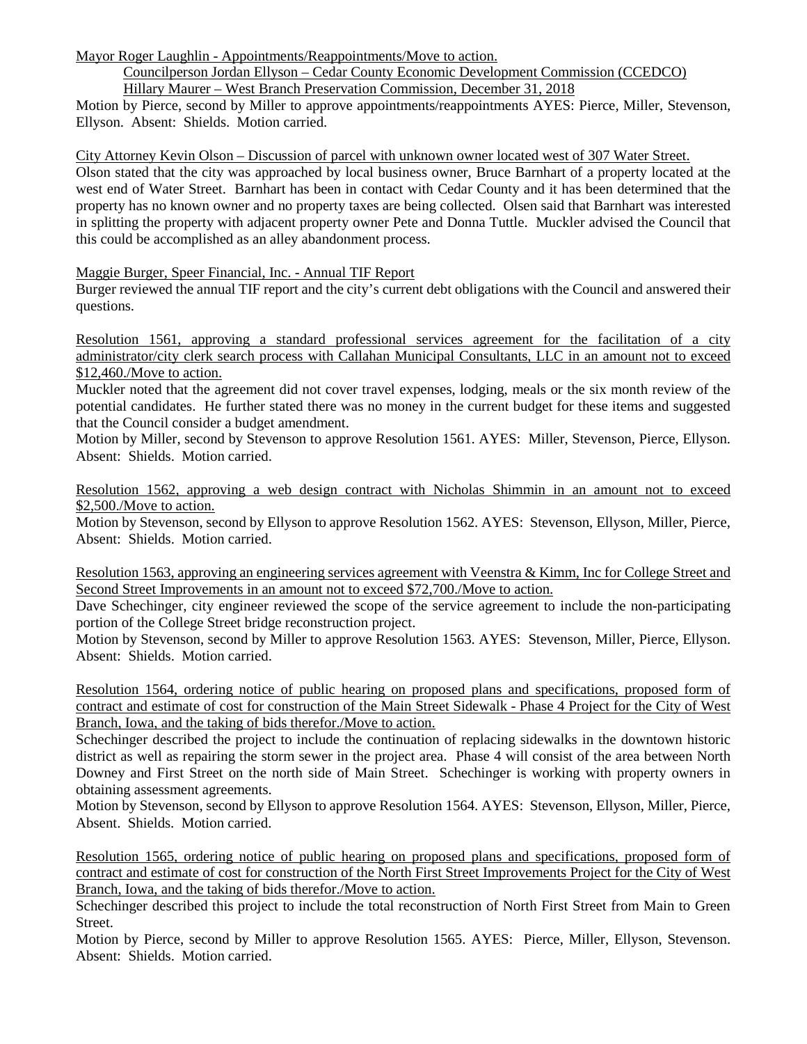Mayor Roger Laughlin - Appointments/Reappointments/Move to action.

Councilperson Jordan Ellyson – Cedar County Economic Development Commission (CCEDCO)
Hillary Maurer – West Branch Preservation Commission, December 31, 2018

Motion by Pierce, second by Miller to approve appointments/reappointments AYES: Pierce, Miller, Stevenson, Ellyson. Absent: Shields. Motion carried.

City Attorney Kevin Olson – Discussion of parcel with unknown owner located west of 307 Water Street.

Olson stated that the city was approached by local business owner, Bruce Barnhart of a property located at the west end of Water Street. Barnhart has been in contact with Cedar County and it has been determined that the property has no known owner and no property taxes are being collected. Olsen said that Barnhart was interested in splitting the property with adjacent property owner Pete and Donna Tuttle. Muckler advised the Council that this could be accomplished as an alley abandonment process.

Maggie Burger, Speer Financial, Inc. - Annual TIF Report

Burger reviewed the annual TIF report and the city's current debt obligations with the Council and answered their questions.

Resolution 1561, approving a standard professional services agreement for the facilitation of a city administrator/city clerk search process with Callahan Municipal Consultants, LLC in an amount not to exceed $12,460./Move to action.

Muckler noted that the agreement did not cover travel expenses, lodging, meals or the six month review of the potential candidates. He further stated there was no money in the current budget for these items and suggested that the Council consider a budget amendment.

Motion by Miller, second by Stevenson to approve Resolution 1561. AYES: Miller, Stevenson, Pierce, Ellyson. Absent: Shields. Motion carried.

Resolution 1562, approving a web design contract with Nicholas Shimmin in an amount not to exceed $2,500./Move to action.

Motion by Stevenson, second by Ellyson to approve Resolution 1562. AYES: Stevenson, Ellyson, Miller, Pierce, Absent: Shields. Motion carried.

Resolution 1563, approving an engineering services agreement with Veenstra & Kimm, Inc for College Street and Second Street Improvements in an amount not to exceed $72,700./Move to action.

Dave Schechinger, city engineer reviewed the scope of the service agreement to include the non-participating portion of the College Street bridge reconstruction project.

Motion by Stevenson, second by Miller to approve Resolution 1563. AYES: Stevenson, Miller, Pierce, Ellyson. Absent: Shields. Motion carried.

Resolution 1564, ordering notice of public hearing on proposed plans and specifications, proposed form of contract and estimate of cost for construction of the Main Street Sidewalk - Phase 4 Project for the City of West Branch, Iowa, and the taking of bids therefor./Move to action.

Schechinger described the project to include the continuation of replacing sidewalks in the downtown historic district as well as repairing the storm sewer in the project area. Phase 4 will consist of the area between North Downey and First Street on the north side of Main Street. Schechinger is working with property owners in obtaining assessment agreements.

Motion by Stevenson, second by Ellyson to approve Resolution 1564. AYES: Stevenson, Ellyson, Miller, Pierce, Absent. Shields. Motion carried.

Resolution 1565, ordering notice of public hearing on proposed plans and specifications, proposed form of contract and estimate of cost for construction of the North First Street Improvements Project for the City of West Branch, Iowa, and the taking of bids therefor./Move to action.

Schechinger described this project to include the total reconstruction of North First Street from Main to Green Street.

Motion by Pierce, second by Miller to approve Resolution 1565. AYES: Pierce, Miller, Ellyson, Stevenson. Absent: Shields. Motion carried.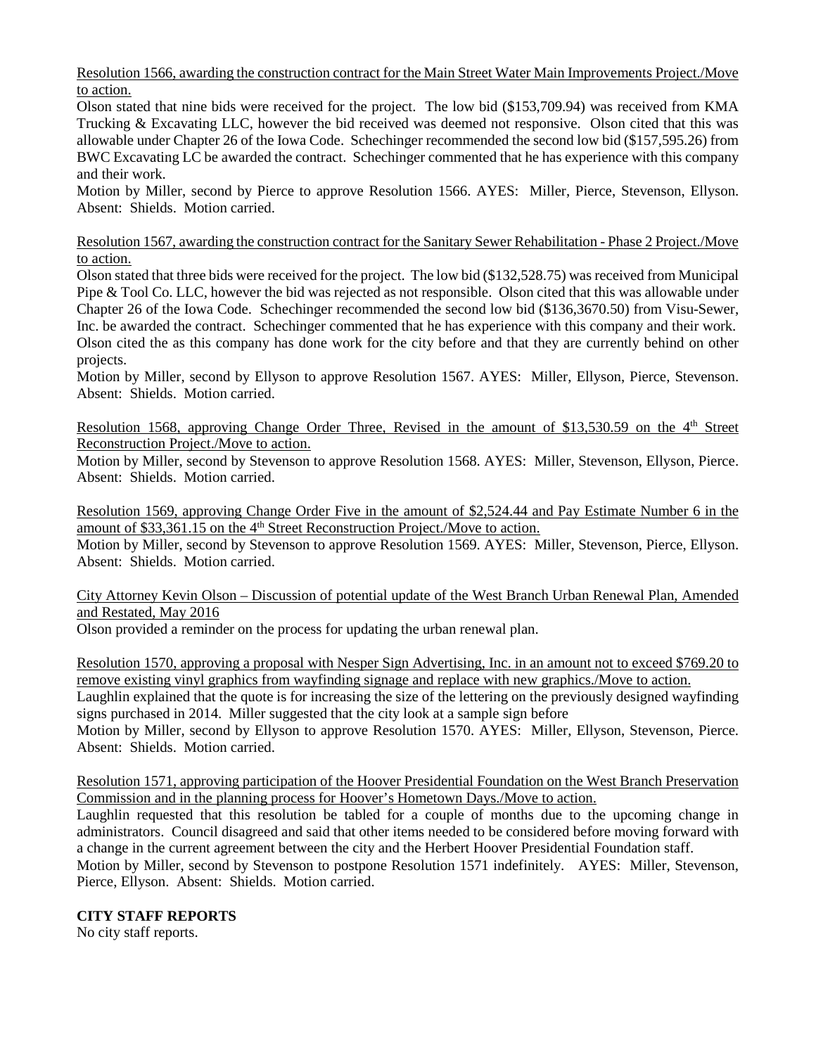Resolution 1566, awarding the construction contract for the Main Street Water Main Improvements Project./Move to action.

Olson stated that nine bids were received for the project. The low bid ($153,709.94) was received from KMA Trucking & Excavating LLC, however the bid received was deemed not responsive. Olson cited that this was allowable under Chapter 26 of the Iowa Code. Schechinger recommended the second low bid ($157,595.26) from BWC Excavating LC be awarded the contract. Schechinger commented that he has experience with this company and their work.

Motion by Miller, second by Pierce to approve Resolution 1566. AYES: Miller, Pierce, Stevenson, Ellyson. Absent: Shields. Motion carried.

Resolution 1567, awarding the construction contract for the Sanitary Sewer Rehabilitation - Phase 2 Project./Move to action.

Olson stated that three bids were received for the project. The low bid ($132,528.75) was received from Municipal Pipe & Tool Co. LLC, however the bid was rejected as not responsible. Olson cited that this was allowable under Chapter 26 of the Iowa Code. Schechinger recommended the second low bid ($136,3670.50) from Visu-Sewer, Inc. be awarded the contract. Schechinger commented that he has experience with this company and their work. Olson cited the as this company has done work for the city before and that they are currently behind on other projects.

Motion by Miller, second by Ellyson to approve Resolution 1567. AYES: Miller, Ellyson, Pierce, Stevenson. Absent: Shields. Motion carried.

Resolution 1568, approving Change Order Three, Revised in the amount of $13,530.59 on the 4th Street Reconstruction Project./Move to action.

Motion by Miller, second by Stevenson to approve Resolution 1568. AYES: Miller, Stevenson, Ellyson, Pierce. Absent: Shields. Motion carried.

Resolution 1569, approving Change Order Five in the amount of $2,524.44 and Pay Estimate Number 6 in the amount of $33,361.15 on the 4th Street Reconstruction Project./Move to action.

Motion by Miller, second by Stevenson to approve Resolution 1569. AYES: Miller, Stevenson, Pierce, Ellyson. Absent: Shields. Motion carried.

City Attorney Kevin Olson – Discussion of potential update of the West Branch Urban Renewal Plan, Amended and Restated, May 2016

Olson provided a reminder on the process for updating the urban renewal plan.

Resolution 1570, approving a proposal with Nesper Sign Advertising, Inc. in an amount not to exceed $769.20 to remove existing vinyl graphics from wayfinding signage and replace with new graphics./Move to action.

Laughlin explained that the quote is for increasing the size of the lettering on the previously designed wayfinding signs purchased in 2014. Miller suggested that the city look at a sample sign before

Motion by Miller, second by Ellyson to approve Resolution 1570. AYES: Miller, Ellyson, Stevenson, Pierce. Absent: Shields. Motion carried.

Resolution 1571, approving participation of the Hoover Presidential Foundation on the West Branch Preservation Commission and in the planning process for Hoover's Hometown Days./Move to action.

Laughlin requested that this resolution be tabled for a couple of months due to the upcoming change in administrators. Council disagreed and said that other items needed to be considered before moving forward with a change in the current agreement between the city and the Herbert Hoover Presidential Foundation staff.

Motion by Miller, second by Stevenson to postpone Resolution 1571 indefinitely. AYES: Miller, Stevenson, Pierce, Ellyson. Absent: Shields. Motion carried.

**CITY STAFF REPORTS**

No city staff reports.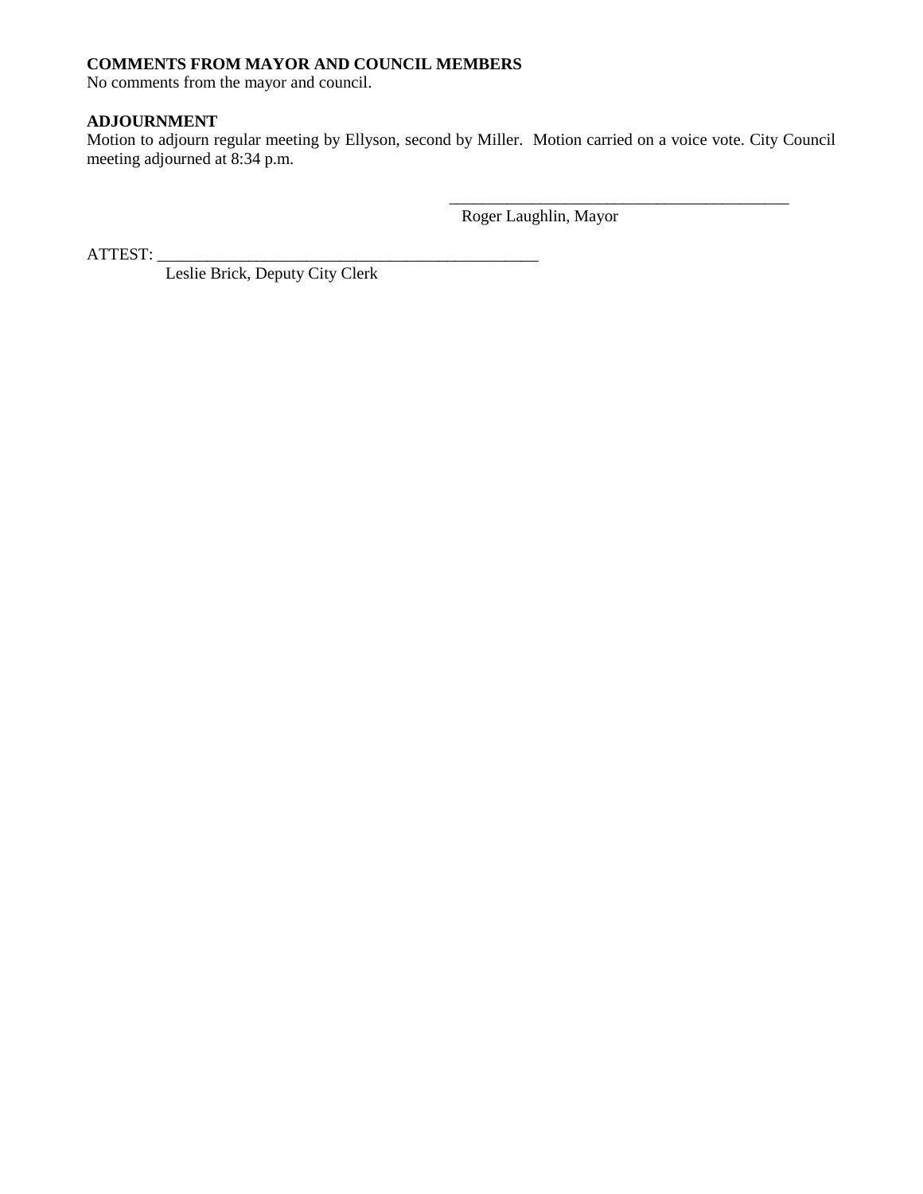**COMMENTS FROM MAYOR AND COUNCIL MEMBERS**
No comments from the mayor and council.

**ADJOURNMENT**
Motion to adjourn regular meeting by Ellyson, second by Miller. Motion carried on a voice vote. City Council meeting adjourned at 8:34 p.m.

\_\_\_\_\_\_\_\_\_\_\_\_\_\_\_\_\_\_\_\_\_\_\_\_\_\_\_\_\_\_\_\_\_\_\_\_\_\_\_\_\_\_
Roger Laughlin, Mayor

ATTEST: \_\_\_\_\_\_\_\_\_\_\_\_\_\_\_\_\_\_\_\_\_\_\_\_\_\_\_\_\_\_\_\_\_\_\_\_\_\_\_\_\_\_\_\_\_\_\_\_
Leslie Brick, Deputy City Clerk